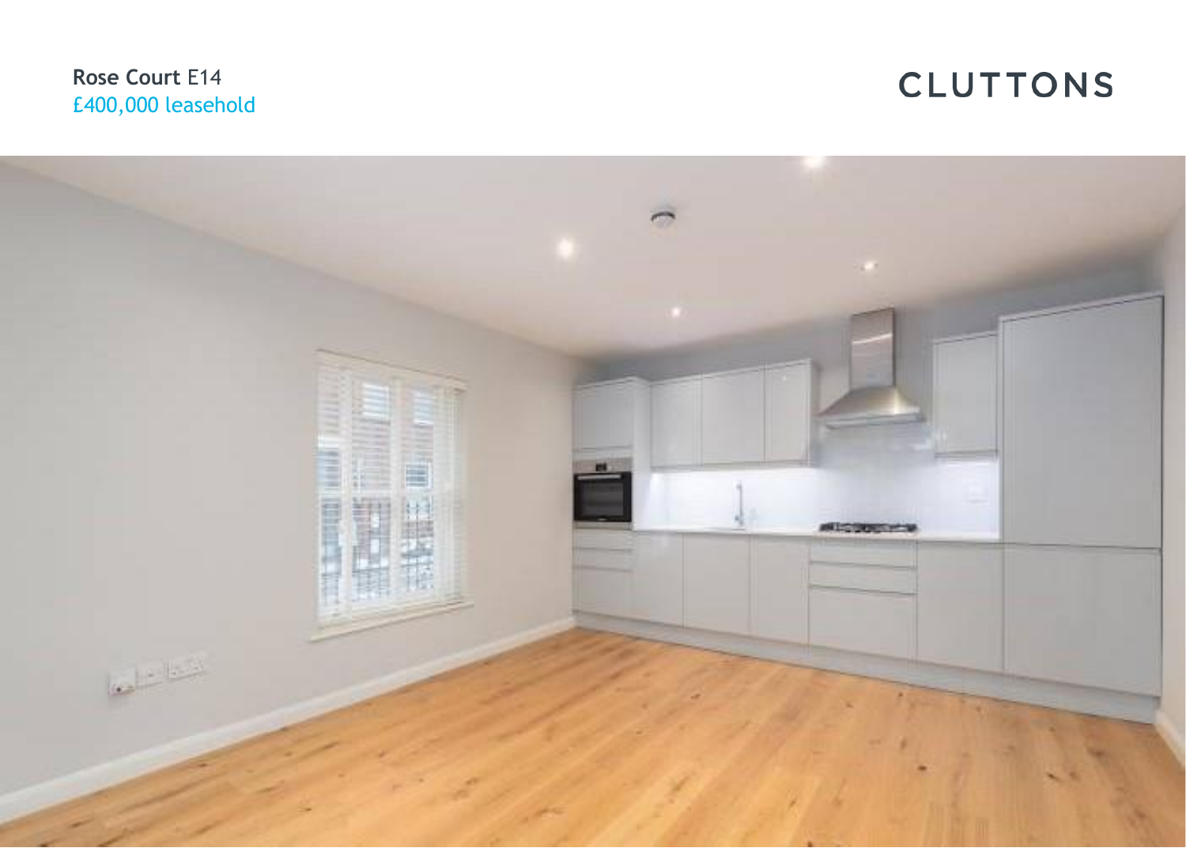**Rose Court** E14

£400,000 leasehold

CLUTTONS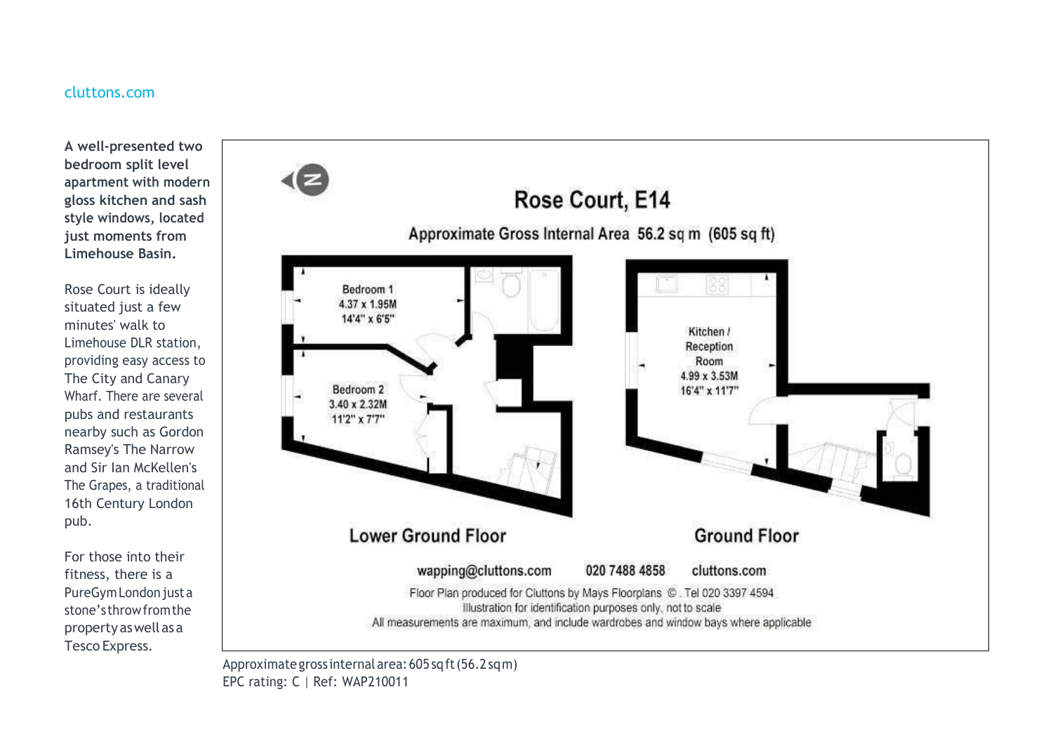cluttons.com

**A well-presented two bedroom split level apartment with modern gloss kitchen and sash style windows, located just moments from Limehouse Basin.**

Rose Court is ideally situated just a few minutes' walk to Limehouse DLR station, providing easy access to The City and Canary Wharf. There are several pubs and restaurants nearby such as Gordon Ramsey's The Narrow and Sir Ian McKellen's The Grapes, a traditional 16th Century London pub.

For those into their fitness, there is a PureGym London just a stone's throw from the property as well as a Tesco Express.

## Rose Court, E14

Approximate Gross Internal Area 56.2 sq m (605 sq ft)

**Lower Ground Floor**

Bedroom 1
4.37 x 1.95M
14'4" x 6'5"

Bedroom 2
3.40 x 2.32M
11'2" x 7'7"

**Ground Floor**

Kitchen / Reception Room
4.99 x 3.53M
16'4" x 11'7"

wapping@cluttons.com 020 7488 4858 cluttons.com

Floor Plan produced for Cluttons by Mays Floorplans ©. Tel 020 3397 4594
Illustration for identification purposes only, not to scale
All measurements are maximum, and include wardrobes and window bays where applicable

Approximate gross internal area: 605 sq ft (56.2 sq m)
EPC rating: C | Ref: WAP210011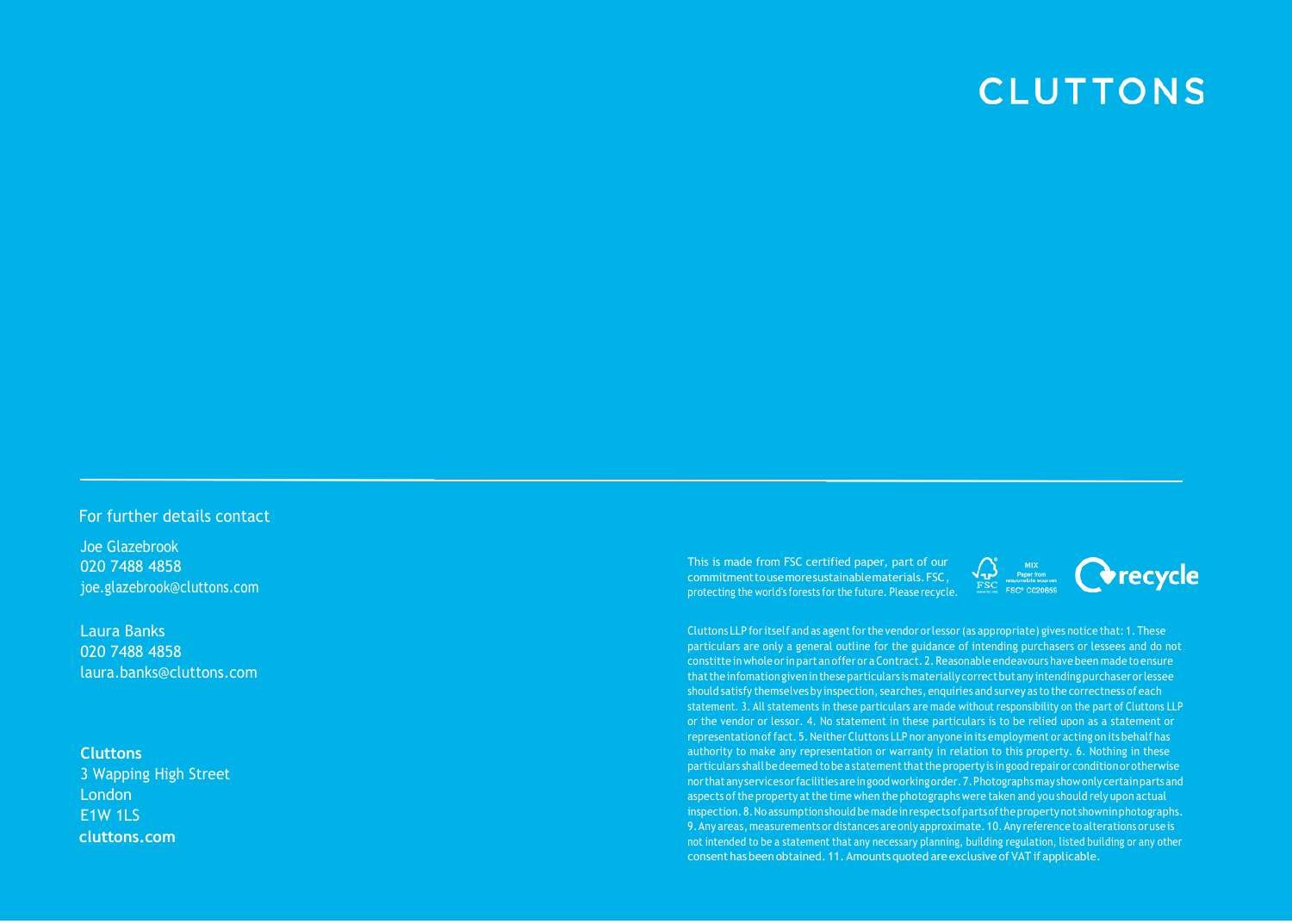# CLUTTONS

For further details contact

Joe Glazebrook
020 7488 4858
joe.glazebrook@cluttons.com

Laura Banks
020 7488 4858
laura.banks@cluttons.com

**Cluttons**
3 Wapping High Street
London
E1W 1LS
**cluttons.com**

This is made from FSC certified paper, part of our commitment to use more sustainable materials. FSC, protecting the world's forests for the future. Please recycle.

MIX
Paper from responsible sources
FSC® C020656

recycle

Cluttons LLP for itself and as agent for the vendor or lessor (as appropriate) gives notice that: 1. These particulars are only a general outline for the guidance of intending purchasers or lessees and do not constitte in whole or in part an offer or a Contract. 2. Reasonable endeavours have been made to ensure that the infomation given in these particulars is materially correct but any intending purchaser or lessee should satisfy themselves by inspection, searches, enquiries and survey as to the correctness of each statement. 3. All statements in these particulars are made without responsibility on the part of Cluttons LLP or the vendor or lessor. 4. No statement in these particulars is to be relied upon as a statement or representation of fact. 5. Neither Cluttons LLP nor anyone in its employment or acting on its behalf has authority to make any representation or warranty in relation to this property. 6. Nothing in these particulars shall be deemed to be a statement that the property is in good repair or condition or otherwise nor that any services or facilities are in good working order. 7. Photographs may show only certain parts and aspects of the property at the time when the photographs were taken and you should rely upon actual inspection. 8. No assumption should be made in respects of parts of the property not shown in photographs. 9. Any areas, measurements or distances are only approximate. 10. Any reference to alterations or use is not intended to be a statement that any necessary planning, building regulation, listed building or any other consent has been obtained. 11. Amounts quoted are exclusive of VAT if applicable.